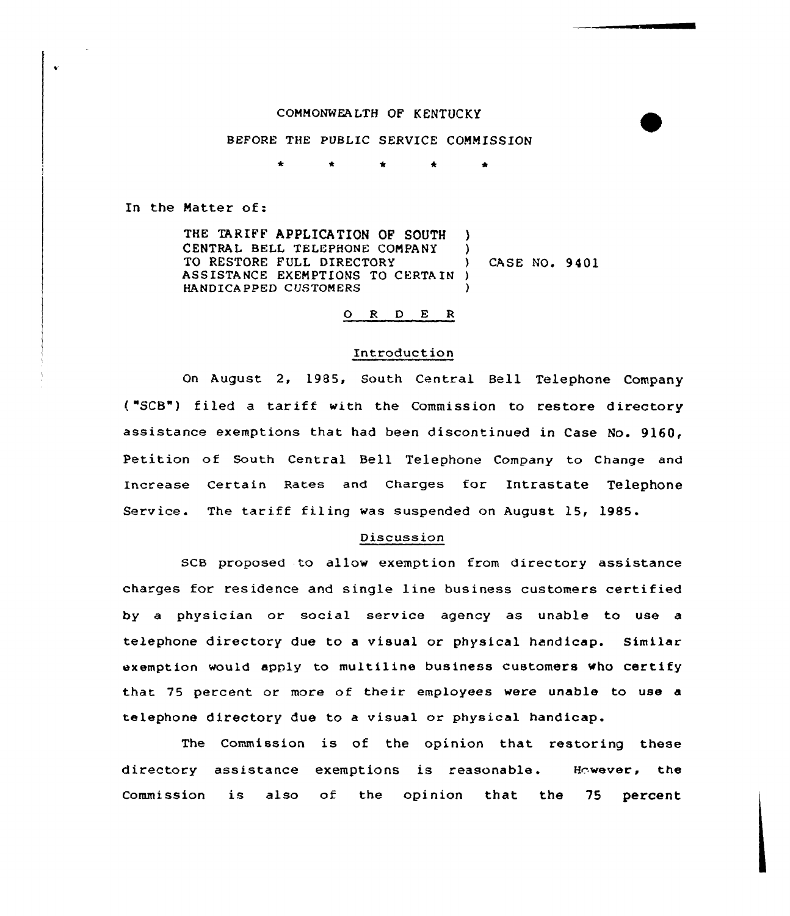COMMONWEALTH OF KENTUCKY

BEFORE THE PUBLIC SERVICE COMMISSION

\* \* \* \* \*

In the Matter of:

THE TARIFF APPLICATION OF SOUTH CENTRAL BELL TELEPHONE COMPANY TO RESTORE FULL DIRECTORY ASSISTANCE EXEMPTIONS TO CERTAIN HANDICAPPED CUSTOMERS ) CASE NO. 9401

## O R D E R

### Introduction

On August 2, 1985, South Central Bell Telephone Company ("SCB") filed a tariff with the Commission to restore directory assistance exemptions that had been discontinued in Case No. 9160, Petition of South Central Bell Telephone Company to Change and Increase Certain Rates and Charges for Intrastate Telephone Service. The tariff filing was suspended on August 15, 1985.

### Discussion

SCB proposed to allow exemption from directory assistance charges for residence and single line business customers certified by a physician or social service agency as unable to use a telephone directory due to a visual or physical handicap. Similar exemption would apply to multiline business customers who certify that 75 percent or more of their employees were unable to use a telephone directory due to a visual or physical handicap.

The Commission is of the opinion that restoring these directory assistance exemptions is reasonable. However, the Commission is also of the opinion that the 75 percent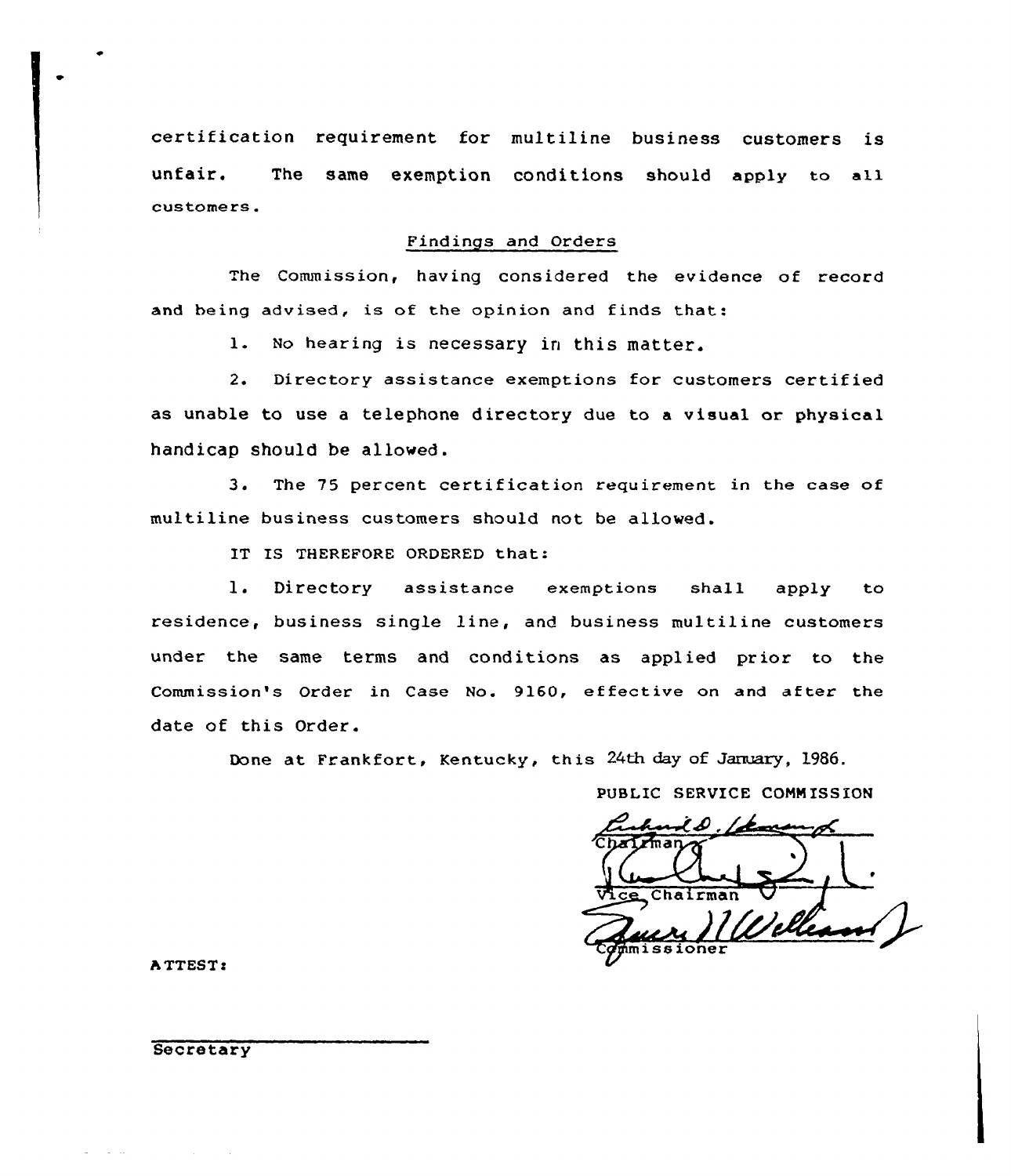certification requirement for multiline business customers is unfair. The same exemption conditions should apply to all customers.

## Findings and Orders

The Commission, having considered the evidence of record and being advised, is of the opinion and finds that:

1. No hearing is necessary in this matter.

2. Directory assistance exemptions for customers certified as unable to use a telephone directory due to a visual or physical handicap should be allowed.

3. The 75 percent certification requirement in the case of multiline business customers should not be allowed.

IT IS THEREFORE ORDERED that:

1. Directory assistance exemptions shall apply to residence, business single line, and business multiline customers under the same terms and conditions as applied prior to the Commission's Order in Case No. 9160, effective on and after the date of this Order.

Done at Frankfort, Kentucky, this 24th day of January, 1986.

PUBLIC SERVICE COMMISSION

Chairman

Vice Chairman

Commissioner

ATTEST:

Secretary